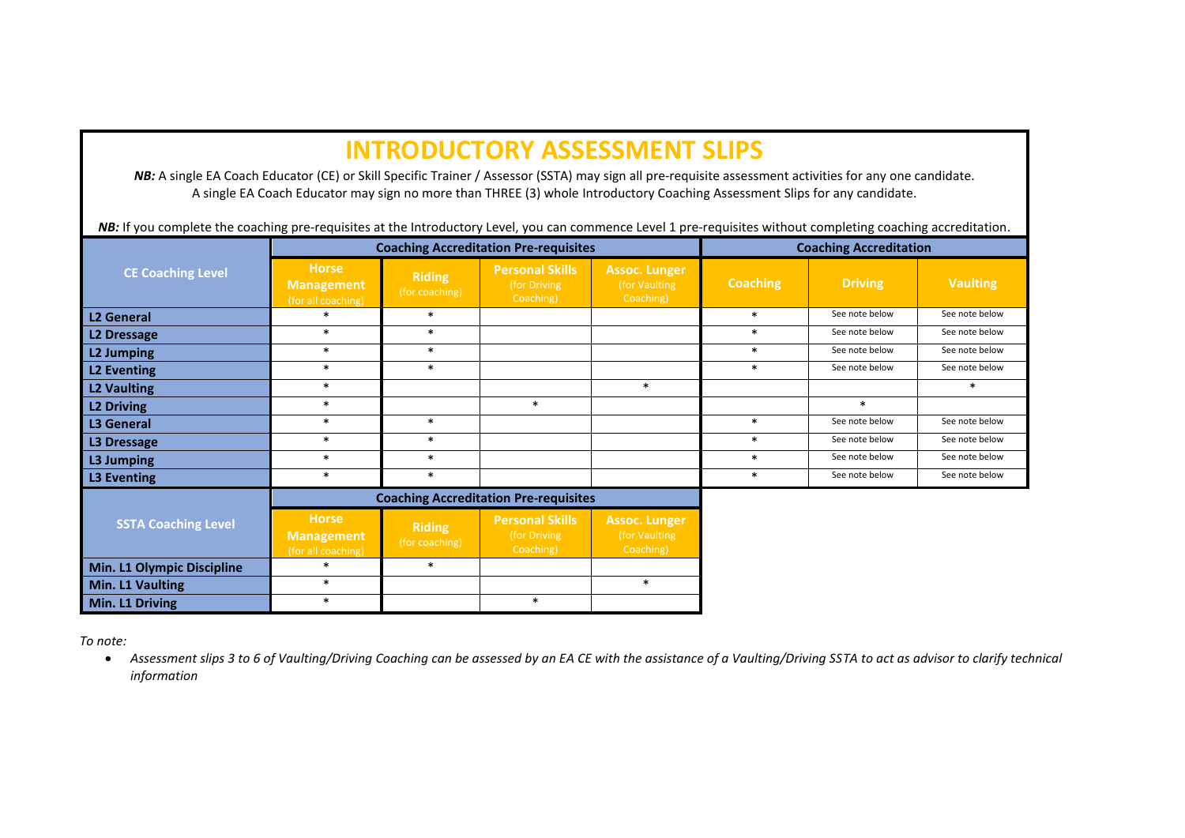# INTRODUCTORY ASSESSMENT SLIPS

***NB:*** A single EA Coach Educator (CE) or Skill Specific Trainer / Assessor (SSTA) may sign all pre-requisite assessment activities for any one candidate. A single EA Coach Educator may sign no more than THREE (3) whole Introductory Coaching Assessment Slips for any candidate.

***NB:*** If you complete the coaching pre-requisites at the Introductory Level, you can commence Level 1 pre-requisites without completing coaching accreditation.

| CE Coaching Level | Coaching Accreditation Pre-requisites | | | | Coaching Accreditation | | |
|---|---|---|---|---|---|---|---|
| | Horse Management (for all coaching) | Riding (for coaching) | Personal Skills (for Driving Coaching) | Assoc. Lunger (for Vaulting Coaching) | Coaching | Driving | Vaulting |
| **L2 General** | * | * | | | * | See note below | See note below |
| **L2 Dressage** | * | * | | | * | See note below | See note below |
| **L2 Jumping** | * | * | | | * | See note below | See note below |
| **L2 Eventing** | * | * | | | * | See note below | See note below |
| **L2 Vaulting** | * | | | * | | | * |
| **L2 Driving** | * | | * | | | * | |
| **L3 General** | * | * | | | * | See note below | See note below |
| **L3 Dressage** | * | * | | | * | See note below | See note below |
| **L3 Jumping** | * | * | | | * | See note below | See note below |
| **L3 Eventing** | * | * | | | * | See note below | See note below |

| SSTA Coaching Level | Coaching Accreditation Pre-requisites | | | |
|---|---|---|---|---|
| | Horse Management (for all coaching) | Riding (for coaching) | Personal Skills (for Driving Coaching) | Assoc. Lunger (for Vaulting Coaching) |
| **Min. L1 Olympic Discipline** | * | * | | |
| **Min. L1 Vaulting** | * | | | * |
| **Min. L1 Driving** | * | | * | |

*To note:*

- *Assessment slips 3 to 6 of Vaulting/Driving Coaching can be assessed by an EA CE with the assistance of a Vaulting/Driving SSTA to act as advisor to clarify technical information*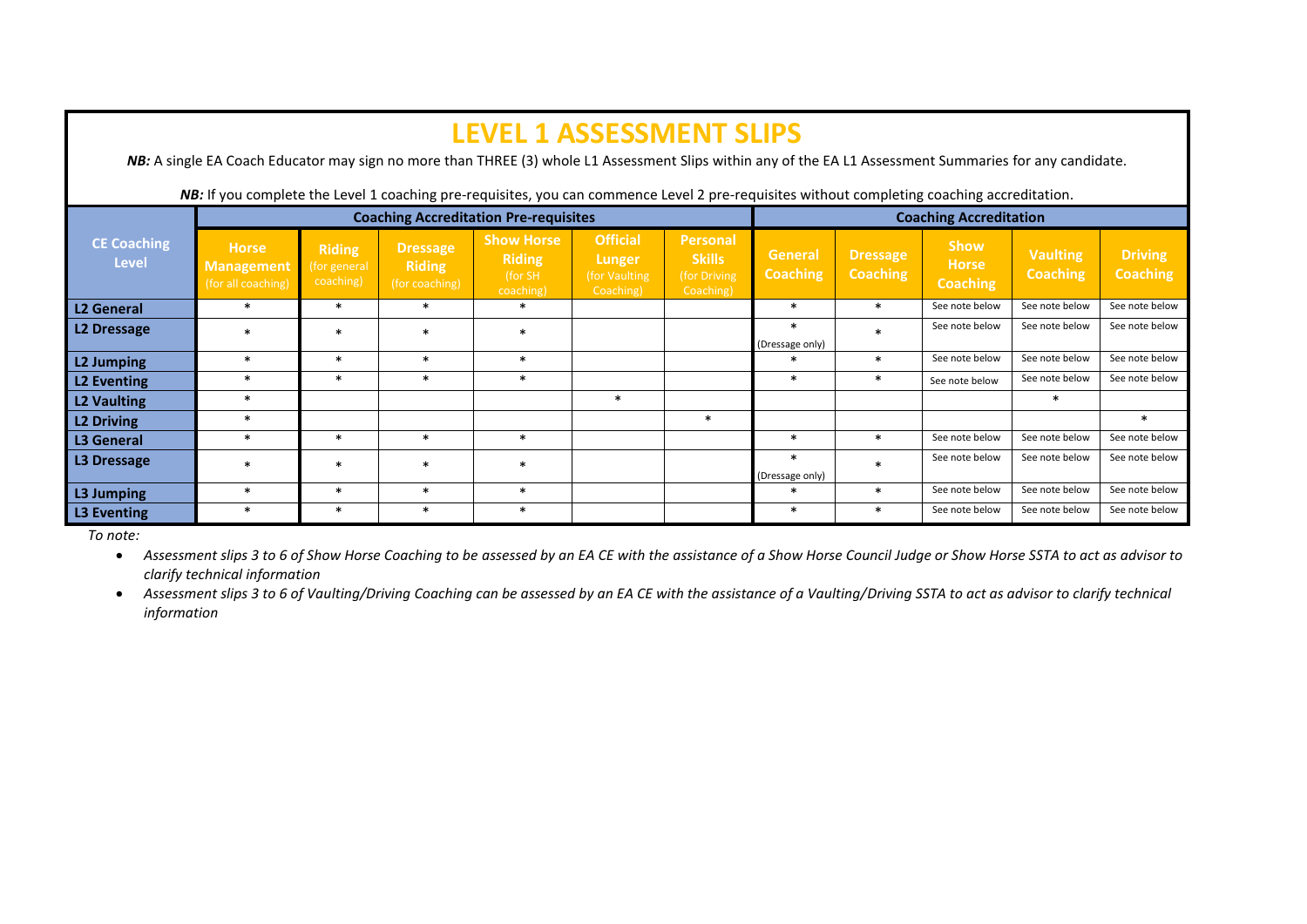# LEVEL 1 ASSESSMENT SLIPS

***NB:*** A single EA Coach Educator may sign no more than THREE (3) whole L1 Assessment Slips within any of the EA L1 Assessment Summaries for any candidate.

***NB:*** If you complete the Level 1 coaching pre-requisites, you can commence Level 2 pre-requisites without completing coaching accreditation.

| CE Coaching Level | Coaching Accreditation Pre-requisites | | | | | | Coaching Accreditation | | | | |
|---|---|---|---|---|---|---|---|---|---|---|---|
| | Horse Management (for all coaching) | Riding (for general coaching) | Dressage Riding (for coaching) | Show Horse Riding (for SH coaching) | Official Lunger (for Vaulting Coaching) | Personal Skills (for Driving Coaching) | General Coaching | Dressage Coaching | Show Horse Coaching | Vaulting Coaching | Driving Coaching |
| L2 General | * | * | * | * | | | * | * | See note below | See note below | See note below |
| L2 Dressage | * | * | * | * | | | * (Dressage only) | * | See note below | See note below | See note below |
| L2 Jumping | * | * | * | * | | | * | * | See note below | See note below | See note below |
| L2 Eventing | * | * | * | * | | | * | * | See note below | See note below | See note below |
| L2 Vaulting | * | | | | * | | | | | * | |
| L2 Driving | * | | | | | * | | | | | * |
| L3 General | * | * | * | * | | | * | * | See note below | See note below | See note below |
| L3 Dressage | * | * | * | * | | | * (Dressage only) | * | See note below | See note below | See note below |
| L3 Jumping | * | * | * | * | | | * | * | See note below | See note below | See note below |
| L3 Eventing | * | * | * | * | | | * | * | See note below | See note below | See note below |

*To note:*

- *Assessment slips 3 to 6 of Show Horse Coaching to be assessed by an EA CE with the assistance of a Show Horse Council Judge or Show Horse SSTA to act as advisor to clarify technical information*
- *Assessment slips 3 to 6 of Vaulting/Driving Coaching can be assessed by an EA CE with the assistance of a Vaulting/Driving SSTA to act as advisor to clarify technical information*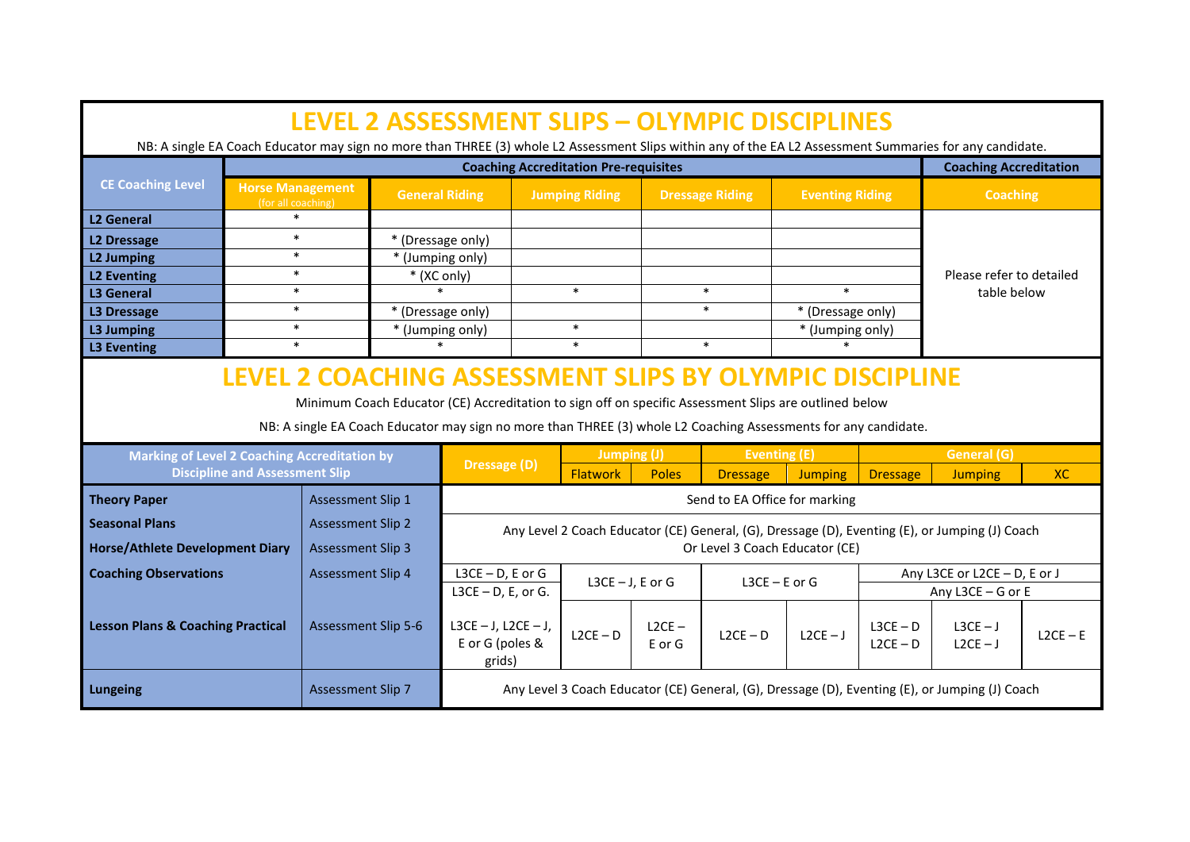# LEVEL 2 ASSESSMENT SLIPS – OLYMPIC DISCIPLINES

NB: A single EA Coach Educator may sign no more than THREE (3) whole L2 Assessment Slips within any of the EA L2 Assessment Summaries for any candidate.

| CE Coaching Level | Coaching Accreditation Pre-requisites | | | | | Coaching Accreditation |
|---|---|---|---|---|---|---|
| | Horse Management (for all coaching) | General Riding | Jumping Riding | Dressage Riding | Eventing Riding | Coaching |
| L2 General | * | | | | | Please refer to detailed table below |
| L2 Dressage | * | * (Dressage only) | | | | |
| L2 Jumping | * | * (Jumping only) | | | | |
| L2 Eventing | * | * (XC only) | | | | |
| L3 General | * | * | * | * | * | |
| L3 Dressage | * | * (Dressage only) | | * | * (Dressage only) | |
| L3 Jumping | * | * (Jumping only) | * | | * (Jumping only) | |
| L3 Eventing | * | * | * | * | * | |

# LEVEL 2 COACHING ASSESSMENT SLIPS BY OLYMPIC DISCIPLINE

Minimum Coach Educator (CE) Accreditation to sign off on specific Assessment Slips are outlined below

NB: A single EA Coach Educator may sign no more than THREE (3) whole L2 Coaching Assessments for any candidate.

| Marking of Level 2 Coaching Accreditation by Discipline and Assessment Slip | | Dressage (D) | Jumping (J) | | Eventing (E) | | General (G) | | |
|---|---|---|---|---|---|---|---|---|---|
| | | | Flatwork | Poles | Dressage | Jumping | Dressage | Jumping | XC |
| Theory Paper | Assessment Slip 1 | Send to EA Office for marking | | | | | | | |
| Seasonal Plans | Assessment Slip 2 | Any Level 2 Coach Educator (CE) General, (G), Dressage (D), Eventing (E), or Jumping (J) Coach Or Level 3 Coach Educator (CE) | | | | | | | |
| Horse/Athlete Development Diary | Assessment Slip 3 | | | | | | | | |
| Coaching Observations | Assessment Slip 4 | L3CE – D, E or G | L3CE – J, E or G | | L3CE – E or G | | Any L3CE or L2CE – D, E or J | | |
| Lesson Plans & Coaching Practical | Assessment Slip 5-6 | L3CE – D, E, or G.<br>L3CE – J, L2CE – J, E or G (poles & grids) | L2CE – D | L2CE – E or G | L2CE – D | L2CE – J | Any L3CE – G or E<br>L3CE – D<br>L2CE – D | L3CE – J<br>L2CE – J | L2CE – E |
| Lungeing | Assessment Slip 7 | Any Level 3 Coach Educator (CE) General, (G), Dressage (D), Eventing (E), or Jumping (J) Coach | | | | | | | |